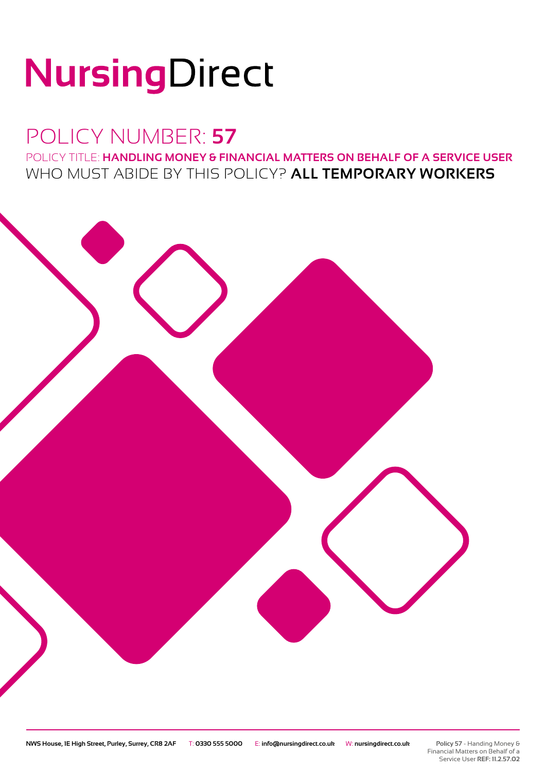# NursingDirect

## POLICY NUMBER: **57**

POLICY TITLE: **HANDLING MONEY & FINANCIAL MATTERS ON BEHALF OF A SERVICE USER**

WHO MUST ABIDE BY THIS POLICY? **ALL TEMPORARY WORKERS**

**NWS House, 1E High Street, Purley, Surrey, CR8 2AF** T: **0330 555 5000** E: **info@nursingdirect.co.uk** W: **nursingdirect.co.uk**

**Policy 57** - Handing Money & Financial Matters on Behalf of a Service User **REF: 11.2.57.02**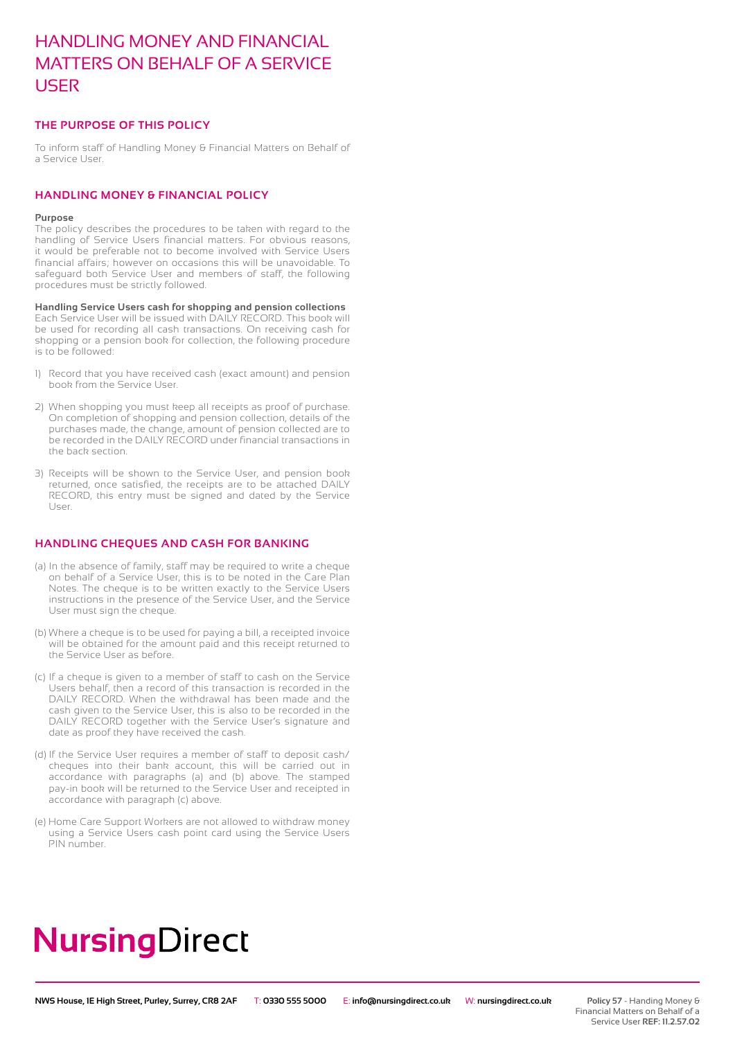# HANDLING MONEY AND FINANCIAL MATTERS ON BEHALF OF A SERVICE USER

## THE PURPOSE OF THIS POLICY

To inform staff of Handling Money & Financial Matters on Behalf of a Service User.

## HANDLING MONEY & FINANCIAL POLICY

**Purpose**

The policy describes the procedures to be taken with regard to the handling of Service Users financial matters. For obvious reasons, it would be preferable not to become involved with Service Users financial affairs; however on occasions this will be unavoidable. To safeguard both Service User and members of staff, the following procedures must be strictly followed.

**Handling Service Users cash for shopping and pension collections**

Each Service User will be issued with DAILY RECORD. This book will be used for recording all cash transactions. On receiving cash for shopping or a pension book for collection, the following procedure is to be followed:

1) Record that you have received cash (exact amount) and pension book from the Service User.

2) When shopping you must keep all receipts as proof of purchase. On completion of shopping and pension collection, details of the purchases made, the change, amount of pension collected are to be recorded in the DAILY RECORD under financial transactions in the back section.

3) Receipts will be shown to the Service User, and pension book returned, once satisfied, the receipts are to be attached DAILY RECORD, this entry must be signed and dated by the Service User.

## HANDLING CHEQUES AND CASH FOR BANKING

(a) In the absence of family, staff may be required to write a cheque on behalf of a Service User, this is to be noted in the Care Plan Notes. The cheque is to be written exactly to the Service Users instructions in the presence of the Service User, and the Service User must sign the cheque.

(b) Where a cheque is to be used for paying a bill, a receipted invoice will be obtained for the amount paid and this receipt returned to the Service User as before.

(c) If a cheque is given to a member of staff to cash on the Service Users behalf, then a record of this transaction is recorded in the DAILY RECORD. When the withdrawal has been made and the cash given to the Service User, this is also to be recorded in the DAILY RECORD together with the Service User's signature and date as proof they have received the cash.

(d) If the Service User requires a member of staff to deposit cash/ cheques into their bank account, this will be carried out in accordance with paragraphs (a) and (b) above. The stamped pay-in book will be returned to the Service User and receipted in accordance with paragraph (c) above.

(e) Home Care Support Workers are not allowed to withdraw money using a Service Users cash point card using the Service Users PIN number.

**Nursing**Direct

NWS House, 1E High Street, Purley, Surrey, CR8 2AF T: 0330 555 5000 E: info@nursingdirect.co.uk W: nursingdirect.co.uk

**Policy 57** - Handing Money & Financial Matters on Behalf of a Service User **REF: 11.2.57.02**